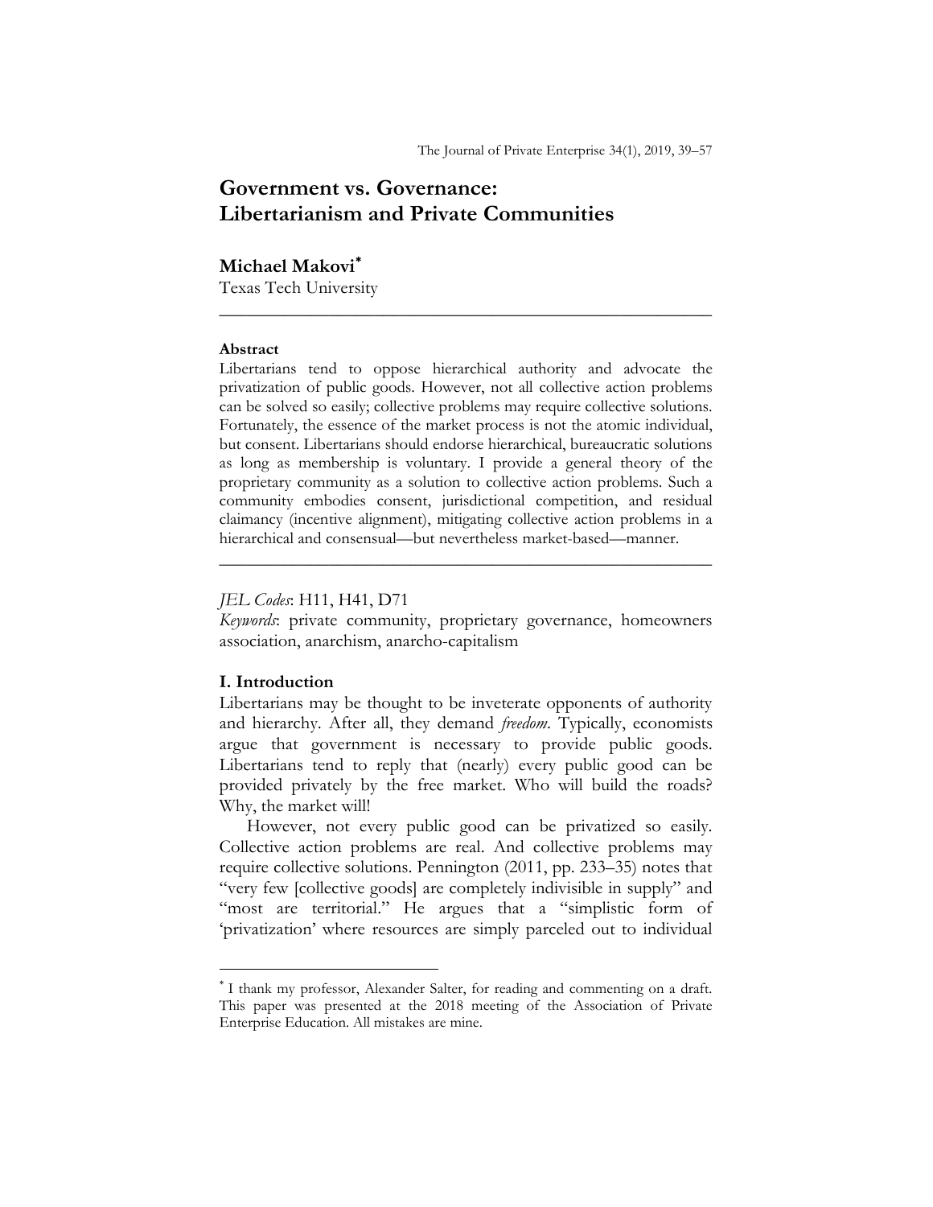# Government vs. Governance: Libertarianism and Private Communities

**Michael Makovi**[*]
Texas Tech University

---

**Abstract**

Libertarians tend to oppose hierarchical authority and advocate the privatization of public goods. However, not all collective action problems can be solved so easily; collective problems may require collective solutions. Fortunately, the essence of the market process is not the atomic individual, but consent. Libertarians should endorse hierarchical, bureaucratic solutions as long as membership is voluntary. I provide a general theory of the proprietary community as a solution to collective action problems. Such a community embodies consent, jurisdictional competition, and residual claimancy (incentive alignment), mitigating collective action problems in a hierarchical and consensual—but nevertheless market-based—manner.

---

*JEL Codes*: H11, H41, D71

*Keywords*: private community, proprietary governance, homeowners association, anarchism, anarcho-capitalism

## I. Introduction

Libertarians may be thought to be inveterate opponents of authority and hierarchy. After all, they demand *freedom*. Typically, economists argue that government is necessary to provide public goods. Libertarians tend to reply that (nearly) every public good can be provided privately by the free market. Who will build the roads? Why, the market will!

However, not every public good can be privatized so easily. Collective action problems are real. And collective problems may require collective solutions. Pennington (2011, pp. 233–35) notes that "very few [collective goods] are completely indivisible in supply" and "most are territorial." He argues that a "simplistic form of 'privatization' where resources are simply parceled out to individual

---

[*] I thank my professor, Alexander Salter, for reading and commenting on a draft. This paper was presented at the 2018 meeting of the Association of Private Enterprise Education. All mistakes are mine.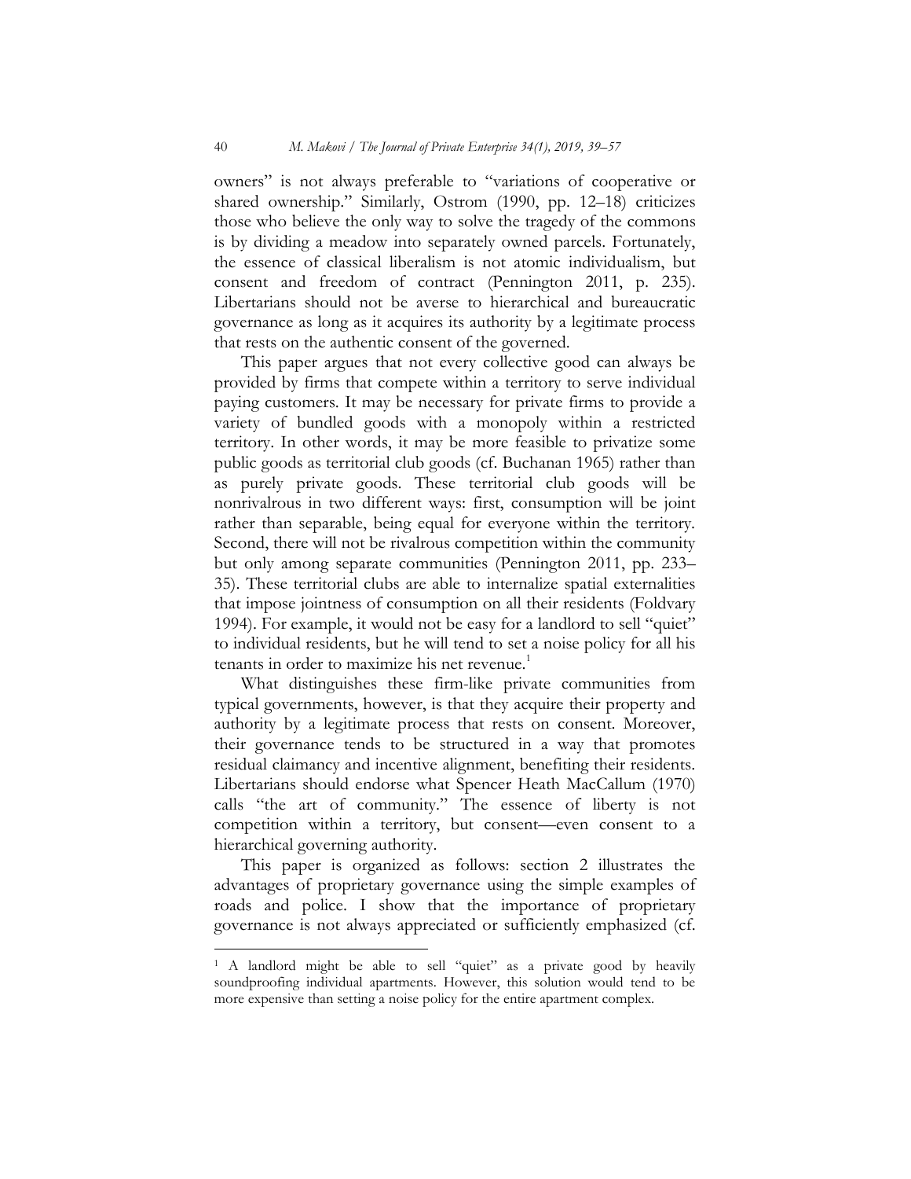owners" is not always preferable to "variations of cooperative or shared ownership." Similarly, Ostrom (1990, pp. 12–18) criticizes those who believe the only way to solve the tragedy of the commons is by dividing a meadow into separately owned parcels. Fortunately, the essence of classical liberalism is not atomic individualism, but consent and freedom of contract (Pennington 2011, p. 235). Libertarians should not be averse to hierarchical and bureaucratic governance as long as it acquires its authority by a legitimate process that rests on the authentic consent of the governed.

This paper argues that not every collective good can always be provided by firms that compete within a territory to serve individual paying customers. It may be necessary for private firms to provide a variety of bundled goods with a monopoly within a restricted territory. In other words, it may be more feasible to privatize some public goods as territorial club goods (cf. Buchanan 1965) rather than as purely private goods. These territorial club goods will be nonrivalrous in two different ways: first, consumption will be joint rather than separable, being equal for everyone within the territory. Second, there will not be rivalrous competition within the community but only among separate communities (Pennington 2011, pp. 233–35). These territorial clubs are able to internalize spatial externalities that impose jointness of consumption on all their residents (Foldvary 1994). For example, it would not be easy for a landlord to sell "quiet" to individual residents, but he will tend to set a noise policy for all his tenants in order to maximize his net revenue.[1]

What distinguishes these firm-like private communities from typical governments, however, is that they acquire their property and authority by a legitimate process that rests on consent. Moreover, their governance tends to be structured in a way that promotes residual claimancy and incentive alignment, benefiting their residents. Libertarians should endorse what Spencer Heath MacCallum (1970) calls "the art of community." The essence of liberty is not competition within a territory, but consent—even consent to a hierarchical governing authority.

This paper is organized as follows: section 2 illustrates the advantages of proprietary governance using the simple examples of roads and police. I show that the importance of proprietary governance is not always appreciated or sufficiently emphasized (cf.

---

[1] A landlord might be able to sell "quiet" as a private good by heavily soundproofing individual apartments. However, this solution would tend to be more expensive than setting a noise policy for the entire apartment complex.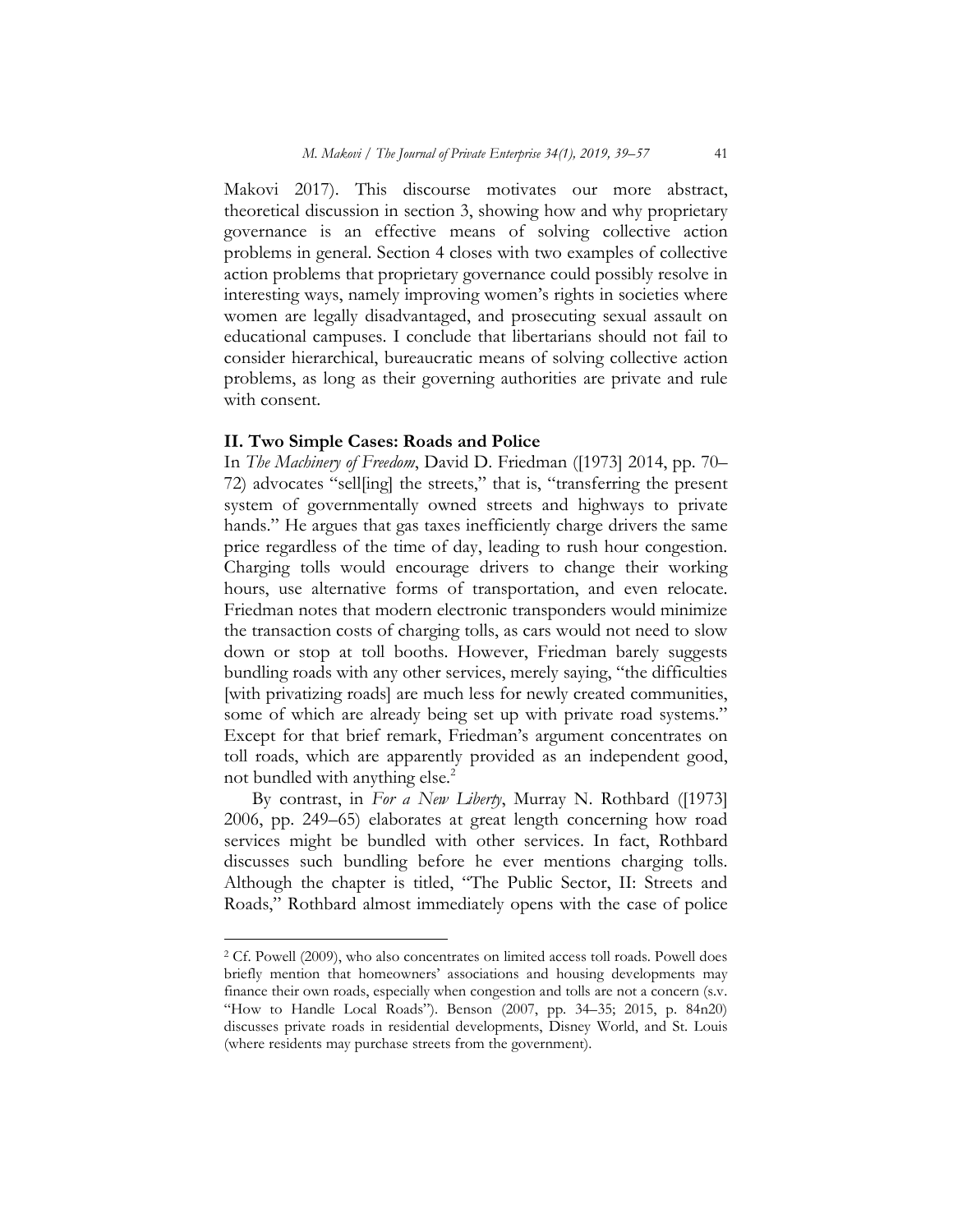Makovi 2017). This discourse motivates our more abstract, theoretical discussion in section 3, showing how and why proprietary governance is an effective means of solving collective action problems in general. Section 4 closes with two examples of collective action problems that proprietary governance could possibly resolve in interesting ways, namely improving women's rights in societies where women are legally disadvantaged, and prosecuting sexual assault on educational campuses. I conclude that libertarians should not fail to consider hierarchical, bureaucratic means of solving collective action problems, as long as their governing authorities are private and rule with consent.

## II. Two Simple Cases: Roads and Police

In *The Machinery of Freedom*, David D. Friedman ([1973] 2014, pp. 70–72) advocates "sell[ing] the streets," that is, "transferring the present system of governmentally owned streets and highways to private hands." He argues that gas taxes inefficiently charge drivers the same price regardless of the time of day, leading to rush hour congestion. Charging tolls would encourage drivers to change their working hours, use alternative forms of transportation, and even relocate. Friedman notes that modern electronic transponders would minimize the transaction costs of charging tolls, as cars would not need to slow down or stop at toll booths. However, Friedman barely suggests bundling roads with any other services, merely saying, "the difficulties [with privatizing roads] are much less for newly created communities, some of which are already being set up with private road systems." Except for that brief remark, Friedman's argument concentrates on toll roads, which are apparently provided as an independent good, not bundled with anything else.[2]

By contrast, in *For a New Liberty*, Murray N. Rothbard ([1973] 2006, pp. 249–65) elaborates at great length concerning how road services might be bundled with other services. In fact, Rothbard discusses such bundling before he ever mentions charging tolls. Although the chapter is titled, "The Public Sector, II: Streets and Roads," Rothbard almost immediately opens with the case of police

---

[2] Cf. Powell (2009), who also concentrates on limited access toll roads. Powell does briefly mention that homeowners' associations and housing developments may finance their own roads, especially when congestion and tolls are not a concern (s.v. "How to Handle Local Roads"). Benson (2007, pp. 34–35; 2015, p. 84n20) discusses private roads in residential developments, Disney World, and St. Louis (where residents may purchase streets from the government).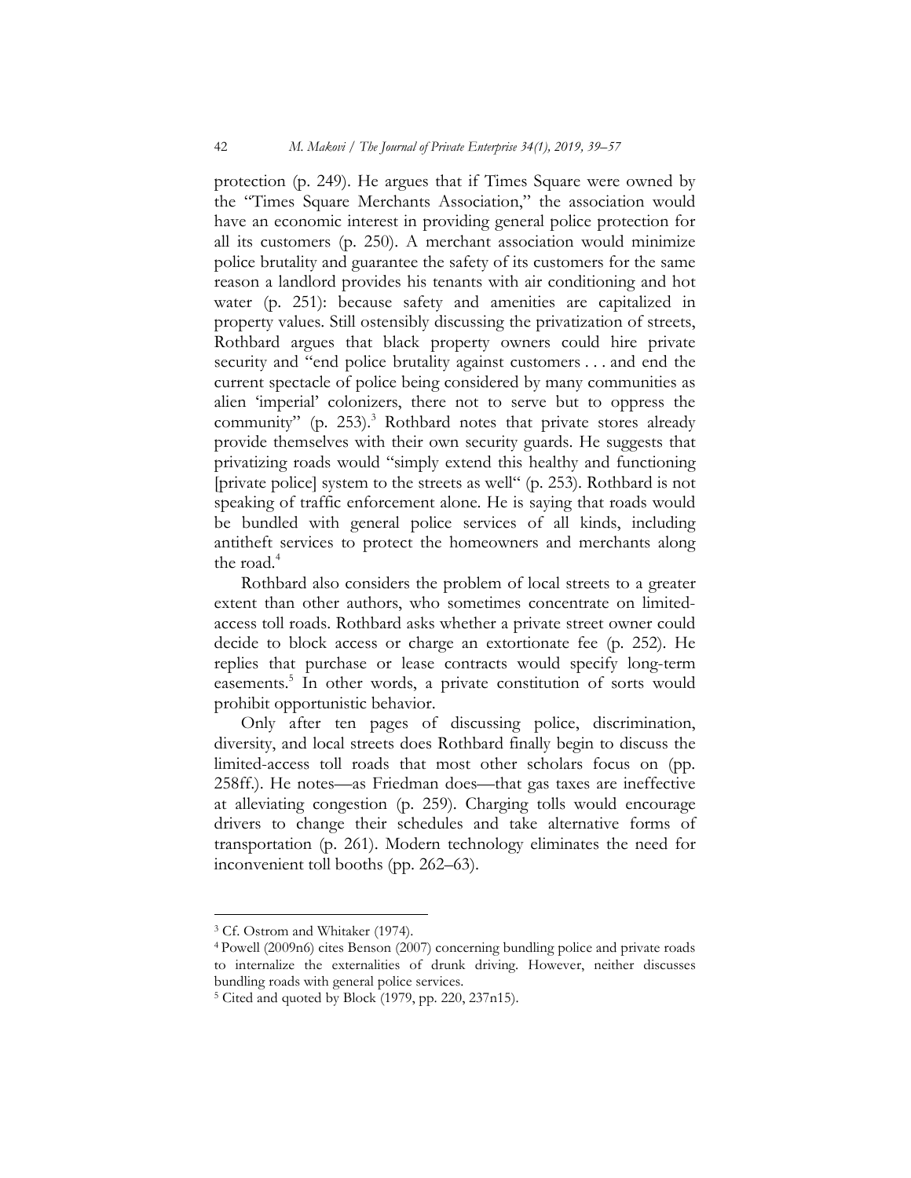protection (p. 249). He argues that if Times Square were owned by the "Times Square Merchants Association," the association would have an economic interest in providing general police protection for all its customers (p. 250). A merchant association would minimize police brutality and guarantee the safety of its customers for the same reason a landlord provides his tenants with air conditioning and hot water (p. 251): because safety and amenities are capitalized in property values. Still ostensibly discussing the privatization of streets, Rothbard argues that black property owners could hire private security and "end police brutality against customers . . . and end the current spectacle of police being considered by many communities as alien 'imperial' colonizers, there not to serve but to oppress the community" (p. 253).[3] Rothbard notes that private stores already provide themselves with their own security guards. He suggests that privatizing roads would "simply extend this healthy and functioning [private police] system to the streets as well" (p. 253). Rothbard is not speaking of traffic enforcement alone. He is saying that roads would be bundled with general police services of all kinds, including antitheft services to protect the homeowners and merchants along the road.[4]

Rothbard also considers the problem of local streets to a greater extent than other authors, who sometimes concentrate on limited-access toll roads. Rothbard asks whether a private street owner could decide to block access or charge an extortionate fee (p. 252). He replies that purchase or lease contracts would specify long-term easements.[5] In other words, a private constitution of sorts would prohibit opportunistic behavior.

Only after ten pages of discussing police, discrimination, diversity, and local streets does Rothbard finally begin to discuss the limited-access toll roads that most other scholars focus on (pp. 258ff.). He notes—as Friedman does—that gas taxes are ineffective at alleviating congestion (p. 259). Charging tolls would encourage drivers to change their schedules and take alternative forms of transportation (p. 261). Modern technology eliminates the need for inconvenient toll booths (pp. 262–63).

---

[3] Cf. Ostrom and Whitaker (1974).

[4] Powell (2009n6) cites Benson (2007) concerning bundling police and private roads to internalize the externalities of drunk driving. However, neither discusses bundling roads with general police services.

[5] Cited and quoted by Block (1979, pp. 220, 237n15).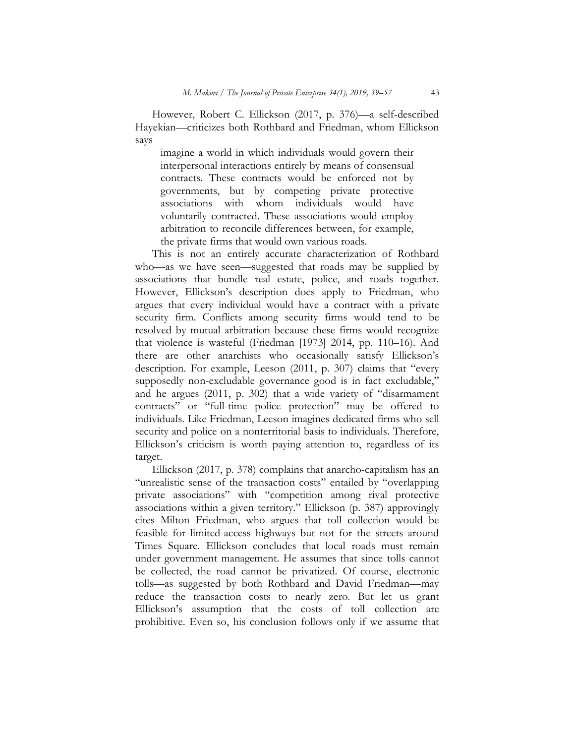However, Robert C. Ellickson (2017, p. 376)—a self-described Hayekian—criticizes both Rothbard and Friedman, whom Ellickson says

> imagine a world in which individuals would govern their interpersonal interactions entirely by means of consensual contracts. These contracts would be enforced not by governments, but by competing private protective associations with whom individuals would have voluntarily contracted. These associations would employ arbitration to reconcile differences between, for example, the private firms that would own various roads.

This is not an entirely accurate characterization of Rothbard who—as we have seen—suggested that roads may be supplied by associations that bundle real estate, police, and roads together. However, Ellickson's description does apply to Friedman, who argues that every individual would have a contract with a private security firm. Conflicts among security firms would tend to be resolved by mutual arbitration because these firms would recognize that violence is wasteful (Friedman [1973] 2014, pp. 110–16). And there are other anarchists who occasionally satisfy Ellickson's description. For example, Leeson (2011, p. 307) claims that "every supposedly non-excludable governance good is in fact excludable," and he argues (2011, p. 302) that a wide variety of "disarmament contracts" or "full-time police protection" may be offered to individuals. Like Friedman, Leeson imagines dedicated firms who sell security and police on a nonterritorial basis to individuals. Therefore, Ellickson's criticism is worth paying attention to, regardless of its target.

Ellickson (2017, p. 378) complains that anarcho-capitalism has an "unrealistic sense of the transaction costs" entailed by "overlapping private associations" with "competition among rival protective associations within a given territory." Ellickson (p. 387) approvingly cites Milton Friedman, who argues that toll collection would be feasible for limited-access highways but not for the streets around Times Square. Ellickson concludes that local roads must remain under government management. He assumes that since tolls cannot be collected, the road cannot be privatized. Of course, electronic tolls—as suggested by both Rothbard and David Friedman—may reduce the transaction costs to nearly zero. But let us grant Ellickson's assumption that the costs of toll collection are prohibitive. Even so, his conclusion follows only if we assume that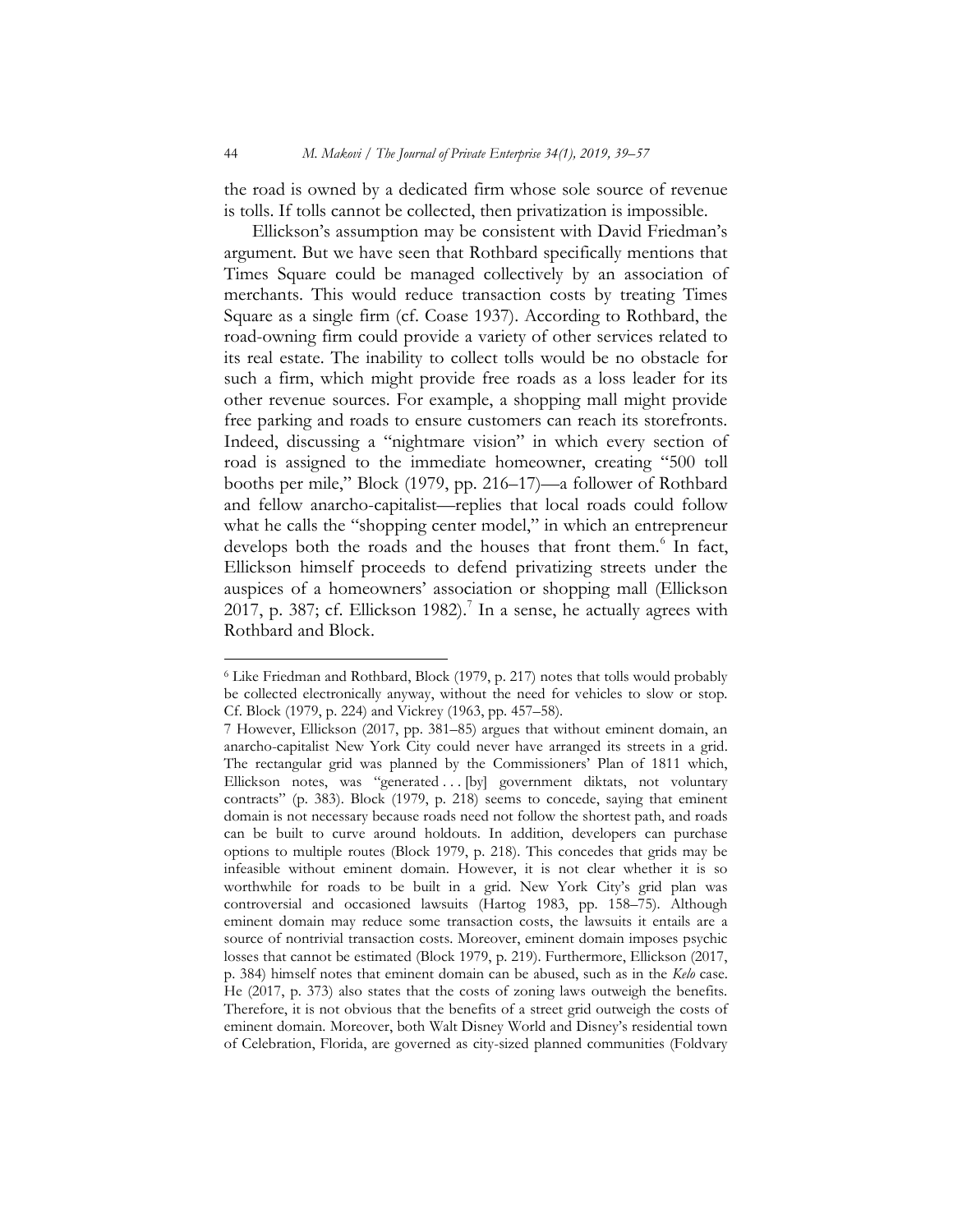the road is owned by a dedicated firm whose sole source of revenue is tolls. If tolls cannot be collected, then privatization is impossible.

Ellickson's assumption may be consistent with David Friedman's argument. But we have seen that Rothbard specifically mentions that Times Square could be managed collectively by an association of merchants. This would reduce transaction costs by treating Times Square as a single firm (cf. Coase 1937). According to Rothbard, the road-owning firm could provide a variety of other services related to its real estate. The inability to collect tolls would be no obstacle for such a firm, which might provide free roads as a loss leader for its other revenue sources. For example, a shopping mall might provide free parking and roads to ensure customers can reach its storefronts. Indeed, discussing a "nightmare vision" in which every section of road is assigned to the immediate homeowner, creating "500 toll booths per mile," Block (1979, pp. 216–17)—a follower of Rothbard and fellow anarcho-capitalist—replies that local roads could follow what he calls the "shopping center model," in which an entrepreneur develops both the roads and the houses that front them.[6] In fact, Ellickson himself proceeds to defend privatizing streets under the auspices of a homeowners' association or shopping mall (Ellickson 2017, p. 387; cf. Ellickson 1982).[7] In a sense, he actually agrees with Rothbard and Block.

---

[6] Like Friedman and Rothbard, Block (1979, p. 217) notes that tolls would probably be collected electronically anyway, without the need for vehicles to slow or stop. Cf. Block (1979, p. 224) and Vickrey (1963, pp. 457–58).

[7] However, Ellickson (2017, pp. 381–85) argues that without eminent domain, an anarcho-capitalist New York City could never have arranged its streets in a grid. The rectangular grid was planned by the Commissioners' Plan of 1811 which, Ellickson notes, was "generated . . . [by] government diktats, not voluntary contracts" (p. 383). Block (1979, p. 218) seems to concede, saying that eminent domain is not necessary because roads need not follow the shortest path, and roads can be built to curve around holdouts. In addition, developers can purchase options to multiple routes (Block 1979, p. 218). This concedes that grids may be infeasible without eminent domain. However, it is not clear whether it is so worthwhile for roads to be built in a grid. New York City's grid plan was controversial and occasioned lawsuits (Hartog 1983, pp. 158–75). Although eminent domain may reduce some transaction costs, the lawsuits it entails are a source of nontrivial transaction costs. Moreover, eminent domain imposes psychic losses that cannot be estimated (Block 1979, p. 219). Furthermore, Ellickson (2017, p. 384) himself notes that eminent domain can be abused, such as in the *Kelo* case. He (2017, p. 373) also states that the costs of zoning laws outweigh the benefits. Therefore, it is not obvious that the benefits of a street grid outweigh the costs of eminent domain. Moreover, both Walt Disney World and Disney's residential town of Celebration, Florida, are governed as city-sized planned communities (Foldvary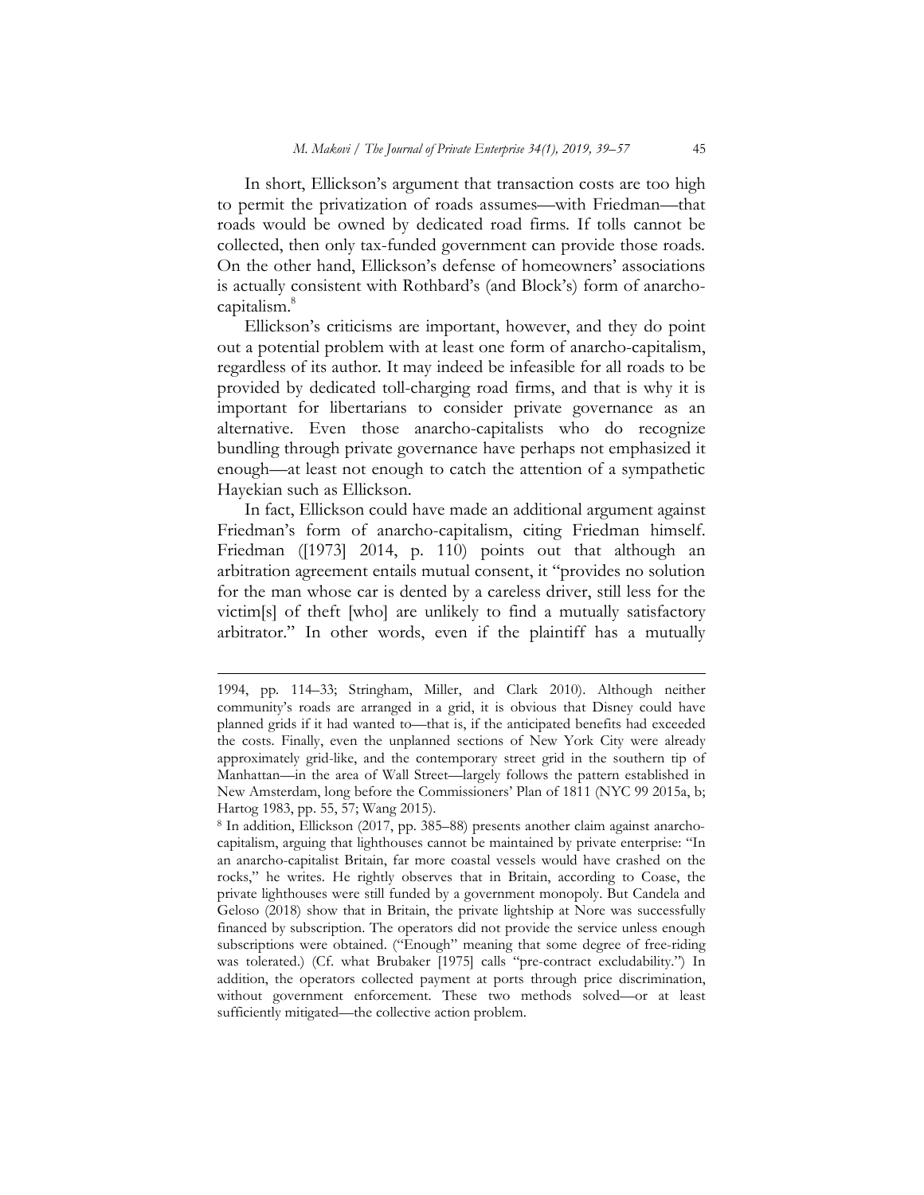In short, Ellickson's argument that transaction costs are too high to permit the privatization of roads assumes—with Friedman—that roads would be owned by dedicated road firms. If tolls cannot be collected, then only tax-funded government can provide those roads. On the other hand, Ellickson's defense of homeowners' associations is actually consistent with Rothbard's (and Block's) form of anarcho-capitalism.[8]

Ellickson's criticisms are important, however, and they do point out a potential problem with at least one form of anarcho-capitalism, regardless of its author. It may indeed be infeasible for all roads to be provided by dedicated toll-charging road firms, and that is why it is important for libertarians to consider private governance as an alternative. Even those anarcho-capitalists who do recognize bundling through private governance have perhaps not emphasized it enough—at least not enough to catch the attention of a sympathetic Hayekian such as Ellickson.

In fact, Ellickson could have made an additional argument against Friedman's form of anarcho-capitalism, citing Friedman himself. Friedman ([1973] 2014, p. 110) points out that although an arbitration agreement entails mutual consent, it "provides no solution for the man whose car is dented by a careless driver, still less for the victim[s] of theft [who] are unlikely to find a mutually satisfactory arbitrator." In other words, even if the plaintiff has a mutually

---

1994, pp. 114–33; Stringham, Miller, and Clark 2010). Although neither community's roads are arranged in a grid, it is obvious that Disney could have planned grids if it had wanted to—that is, if the anticipated benefits had exceeded the costs. Finally, even the unplanned sections of New York City were already approximately grid-like, and the contemporary street grid in the southern tip of Manhattan—in the area of Wall Street—largely follows the pattern established in New Amsterdam, long before the Commissioners' Plan of 1811 (NYC 99 2015a, b; Hartog 1983, pp. 55, 57; Wang 2015).

[8] In addition, Ellickson (2017, pp. 385–88) presents another claim against anarcho-capitalism, arguing that lighthouses cannot be maintained by private enterprise: "In an anarcho-capitalist Britain, far more coastal vessels would have crashed on the rocks," he writes. He rightly observes that in Britain, according to Coase, the private lighthouses were still funded by a government monopoly. But Candela and Geloso (2018) show that in Britain, the private lightship at Nore was successfully financed by subscription. The operators did not provide the service unless enough subscriptions were obtained. ("Enough" meaning that some degree of free-riding was tolerated.) (Cf. what Brubaker [1975] calls "pre-contract excludability.") In addition, the operators collected payment at ports through price discrimination, without government enforcement. These two methods solved—or at least sufficiently mitigated—the collective action problem.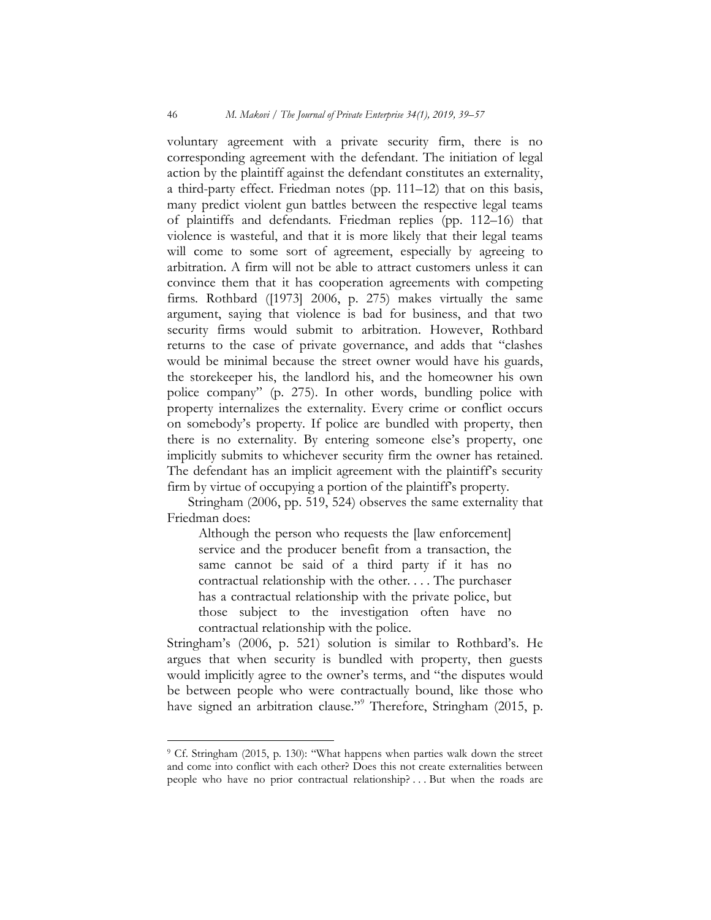voluntary agreement with a private security firm, there is no corresponding agreement with the defendant. The initiation of legal action by the plaintiff against the defendant constitutes an externality, a third-party effect. Friedman notes (pp. 111–12) that on this basis, many predict violent gun battles between the respective legal teams of plaintiffs and defendants. Friedman replies (pp. 112–16) that violence is wasteful, and that it is more likely that their legal teams will come to some sort of agreement, especially by agreeing to arbitration. A firm will not be able to attract customers unless it can convince them that it has cooperation agreements with competing firms. Rothbard ([1973] 2006, p. 275) makes virtually the same argument, saying that violence is bad for business, and that two security firms would submit to arbitration. However, Rothbard returns to the case of private governance, and adds that "clashes would be minimal because the street owner would have his guards, the storekeeper his, the landlord his, and the homeowner his own police company" (p. 275). In other words, bundling police with property internalizes the externality. Every crime or conflict occurs on somebody's property. If police are bundled with property, then there is no externality. By entering someone else's property, one implicitly submits to whichever security firm the owner has retained. The defendant has an implicit agreement with the plaintiff's security firm by virtue of occupying a portion of the plaintiff's property.

Stringham (2006, pp. 519, 524) observes the same externality that Friedman does:

> Although the person who requests the [law enforcement] service and the producer benefit from a transaction, the same cannot be said of a third party if it has no contractual relationship with the other. . . . The purchaser has a contractual relationship with the private police, but those subject to the investigation often have no contractual relationship with the police.

Stringham's (2006, p. 521) solution is similar to Rothbard's. He argues that when security is bundled with property, then guests would implicitly agree to the owner's terms, and "the disputes would be between people who were contractually bound, like those who have signed an arbitration clause."[9] Therefore, Stringham (2015, p.

---

[9] Cf. Stringham (2015, p. 130): "What happens when parties walk down the street and come into conflict with each other? Does this not create externalities between people who have no prior contractual relationship? . . . But when the roads are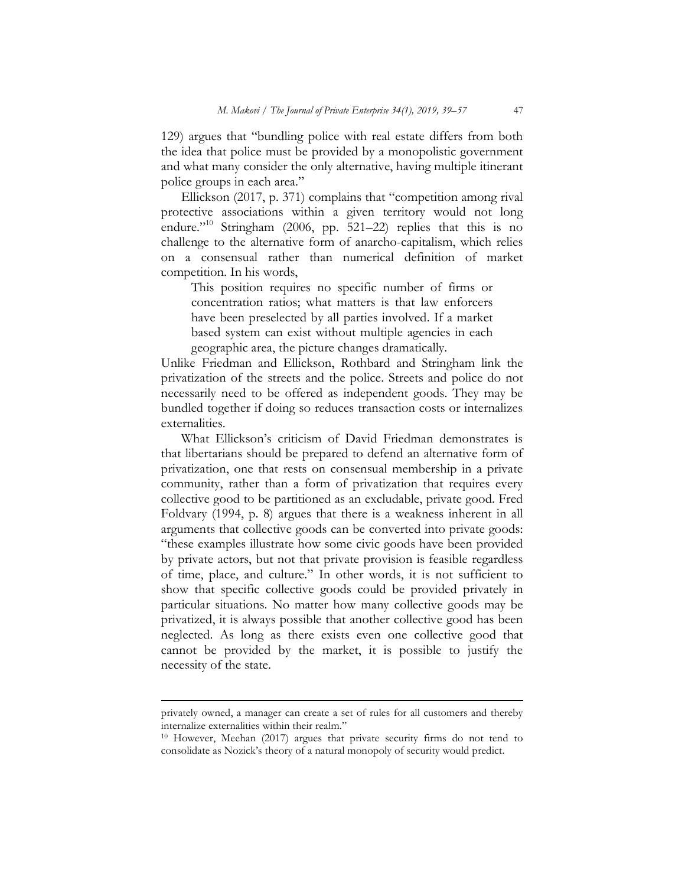129) argues that "bundling police with real estate differs from both the idea that police must be provided by a monopolistic government and what many consider the only alternative, having multiple itinerant police groups in each area."

Ellickson (2017, p. 371) complains that "competition among rival protective associations within a given territory would not long endure."[10] Stringham (2006, pp. 521–22) replies that this is no challenge to the alternative form of anarcho-capitalism, which relies on a consensual rather than numerical definition of market competition. In his words,

> This position requires no specific number of firms or concentration ratios; what matters is that law enforcers have been preselected by all parties involved. If a market based system can exist without multiple agencies in each geographic area, the picture changes dramatically.

Unlike Friedman and Ellickson, Rothbard and Stringham link the privatization of the streets and the police. Streets and police do not necessarily need to be offered as independent goods. They may be bundled together if doing so reduces transaction costs or internalizes externalities.

What Ellickson's criticism of David Friedman demonstrates is that libertarians should be prepared to defend an alternative form of privatization, one that rests on consensual membership in a private community, rather than a form of privatization that requires every collective good to be partitioned as an excludable, private good. Fred Foldvary (1994, p. 8) argues that there is a weakness inherent in all arguments that collective goods can be converted into private goods: "these examples illustrate how some civic goods have been provided by private actors, but not that private provision is feasible regardless of time, place, and culture." In other words, it is not sufficient to show that specific collective goods could be provided privately in particular situations. No matter how many collective goods may be privatized, it is always possible that another collective good has been neglected. As long as there exists even one collective good that cannot be provided by the market, it is possible to justify the necessity of the state.

---

privately owned, a manager can create a set of rules for all customers and thereby internalize externalities within their realm."

[10] However, Meehan (2017) argues that private security firms do not tend to consolidate as Nozick's theory of a natural monopoly of security would predict.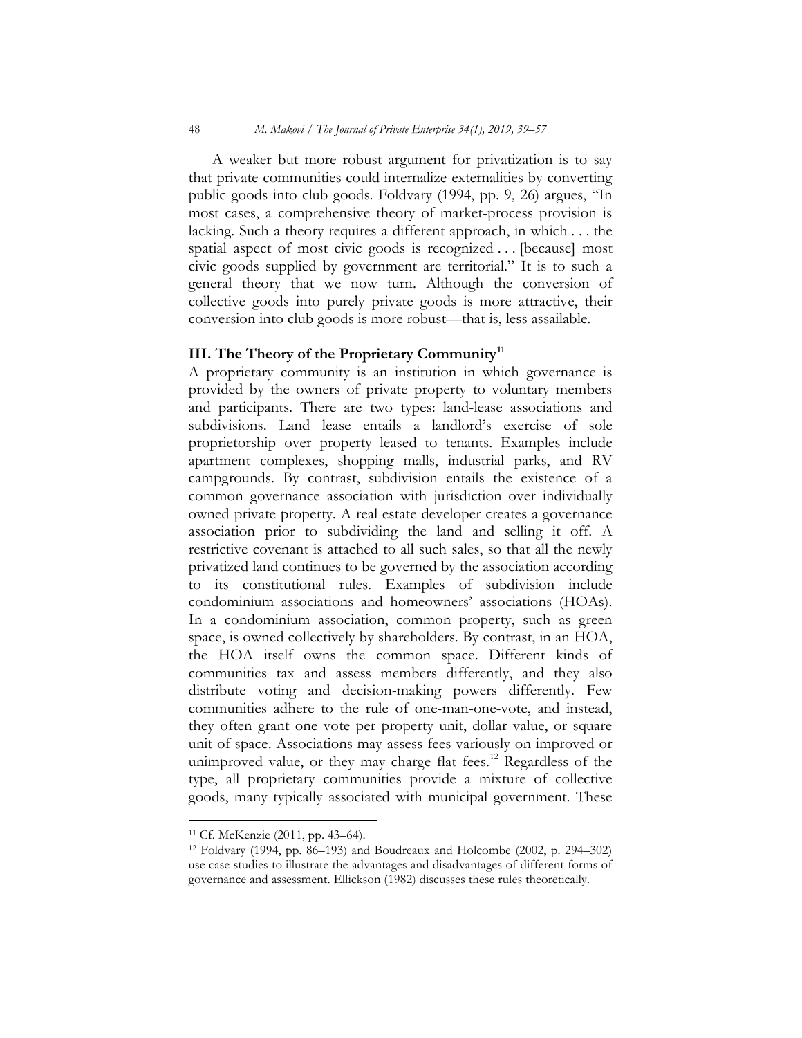A weaker but more robust argument for privatization is to say that private communities could internalize externalities by converting public goods into club goods. Foldvary (1994, pp. 9, 26) argues, "In most cases, a comprehensive theory of market-process provision is lacking. Such a theory requires a different approach, in which . . . the spatial aspect of most civic goods is recognized . . . [because] most civic goods supplied by government are territorial." It is to such a general theory that we now turn. Although the conversion of collective goods into purely private goods is more attractive, their conversion into club goods is more robust—that is, less assailable.

## III. The Theory of the Proprietary Community[11]

A proprietary community is an institution in which governance is provided by the owners of private property to voluntary members and participants. There are two types: land-lease associations and subdivisions. Land lease entails a landlord's exercise of sole proprietorship over property leased to tenants. Examples include apartment complexes, shopping malls, industrial parks, and RV campgrounds. By contrast, subdivision entails the existence of a common governance association with jurisdiction over individually owned private property. A real estate developer creates a governance association prior to subdividing the land and selling it off. A restrictive covenant is attached to all such sales, so that all the newly privatized land continues to be governed by the association according to its constitutional rules. Examples of subdivision include condominium associations and homeowners' associations (HOAs). In a condominium association, common property, such as green space, is owned collectively by shareholders. By contrast, in an HOA, the HOA itself owns the common space. Different kinds of communities tax and assess members differently, and they also distribute voting and decision-making powers differently. Few communities adhere to the rule of one-man-one-vote, and instead, they often grant one vote per property unit, dollar value, or square unit of space. Associations may assess fees variously on improved or unimproved value, or they may charge flat fees.[12] Regardless of the type, all proprietary communities provide a mixture of collective goods, many typically associated with municipal government. These

---

[11] Cf. McKenzie (2011, pp. 43–64).

[12] Foldvary (1994, pp. 86–193) and Boudreaux and Holcombe (2002, p. 294–302) use case studies to illustrate the advantages and disadvantages of different forms of governance and assessment. Ellickson (1982) discusses these rules theoretically.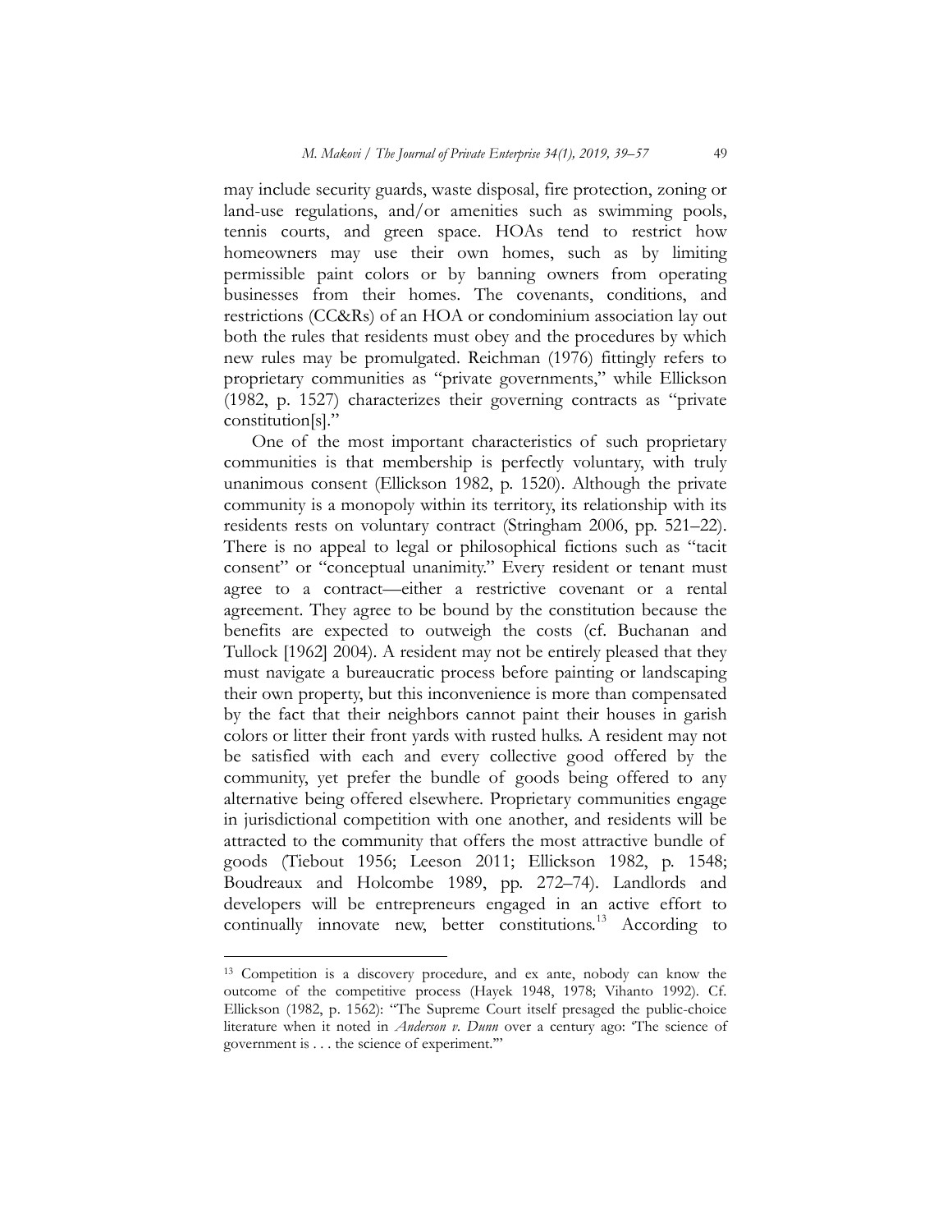may include security guards, waste disposal, fire protection, zoning or land-use regulations, and/or amenities such as swimming pools, tennis courts, and green space. HOAs tend to restrict how homeowners may use their own homes, such as by limiting permissible paint colors or by banning owners from operating businesses from their homes. The covenants, conditions, and restrictions (CC&Rs) of an HOA or condominium association lay out both the rules that residents must obey and the procedures by which new rules may be promulgated. Reichman (1976) fittingly refers to proprietary communities as "private governments," while Ellickson (1982, p. 1527) characterizes their governing contracts as "private constitution[s]."

One of the most important characteristics of such proprietary communities is that membership is perfectly voluntary, with truly unanimous consent (Ellickson 1982, p. 1520). Although the private community is a monopoly within its territory, its relationship with its residents rests on voluntary contract (Stringham 2006, pp. 521–22). There is no appeal to legal or philosophical fictions such as "tacit consent" or "conceptual unanimity." Every resident or tenant must agree to a contract—either a restrictive covenant or a rental agreement. They agree to be bound by the constitution because the benefits are expected to outweigh the costs (cf. Buchanan and Tullock [1962] 2004). A resident may not be entirely pleased that they must navigate a bureaucratic process before painting or landscaping their own property, but this inconvenience is more than compensated by the fact that their neighbors cannot paint their houses in garish colors or litter their front yards with rusted hulks. A resident may not be satisfied with each and every collective good offered by the community, yet prefer the bundle of goods being offered to any alternative being offered elsewhere. Proprietary communities engage in jurisdictional competition with one another, and residents will be attracted to the community that offers the most attractive bundle of goods (Tiebout 1956; Leeson 2011; Ellickson 1982, p. 1548; Boudreaux and Holcombe 1989, pp. 272–74). Landlords and developers will be entrepreneurs engaged in an active effort to continually innovate new, better constitutions.[13] According to

[13] Competition is a discovery procedure, and ex ante, nobody can know the outcome of the competitive process (Hayek 1948, 1978; Vihanto 1992). Cf. Ellickson (1982, p. 1562): "The Supreme Court itself presaged the public-choice literature when it noted in *Anderson v. Dunn* over a century ago: 'The science of government is . . . the science of experiment.'"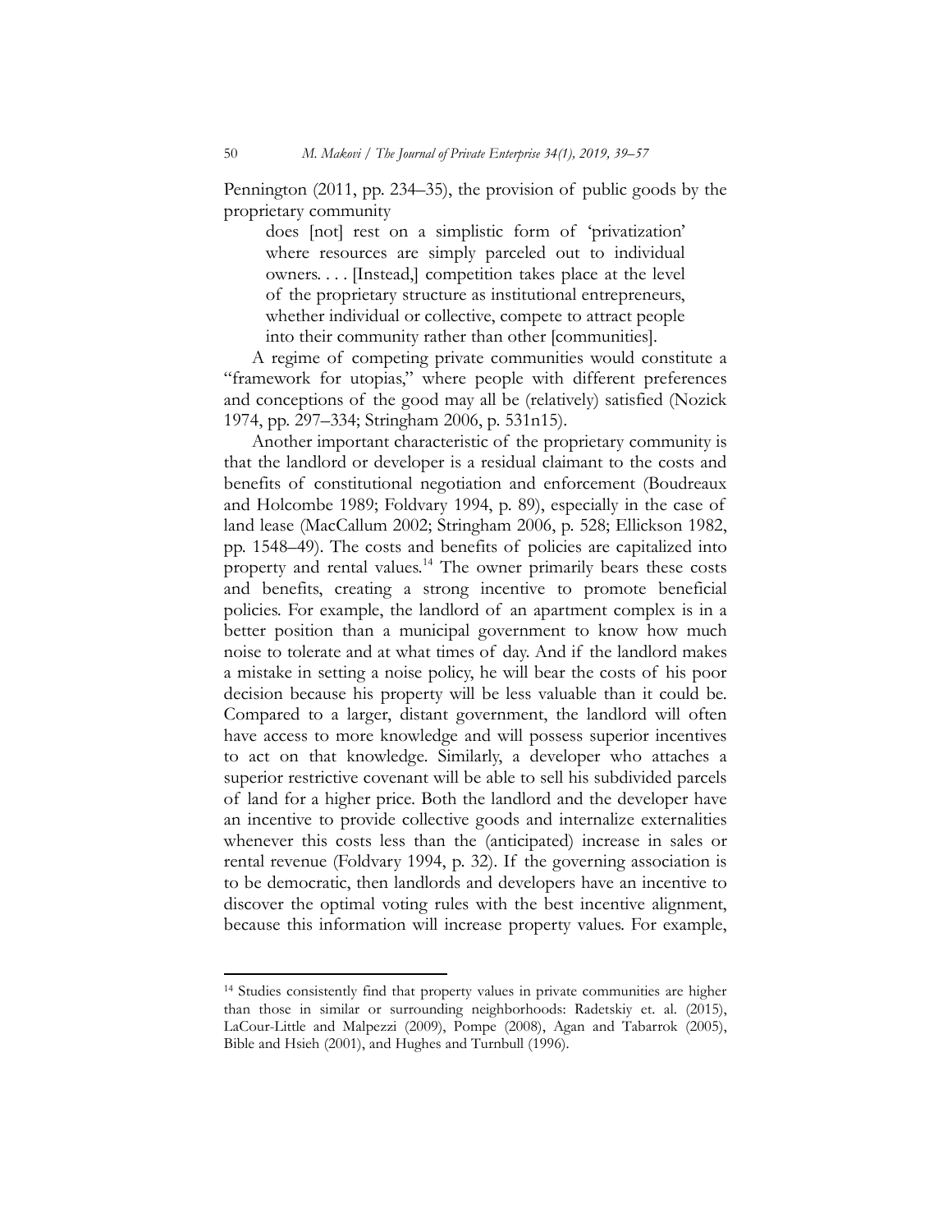Pennington (2011, pp. 234–35), the provision of public goods by the proprietary community

> does [not] rest on a simplistic form of 'privatization' where resources are simply parceled out to individual owners. . . . [Instead,] competition takes place at the level of the proprietary structure as institutional entrepreneurs, whether individual or collective, compete to attract people into their community rather than other [communities].

A regime of competing private communities would constitute a "framework for utopias," where people with different preferences and conceptions of the good may all be (relatively) satisfied (Nozick 1974, pp. 297–334; Stringham 2006, p. 531n15).

Another important characteristic of the proprietary community is that the landlord or developer is a residual claimant to the costs and benefits of constitutional negotiation and enforcement (Boudreaux and Holcombe 1989; Foldvary 1994, p. 89), especially in the case of land lease (MacCallum 2002; Stringham 2006, p. 528; Ellickson 1982, pp. 1548–49). The costs and benefits of policies are capitalized into property and rental values.[14] The owner primarily bears these costs and benefits, creating a strong incentive to promote beneficial policies. For example, the landlord of an apartment complex is in a better position than a municipal government to know how much noise to tolerate and at what times of day. And if the landlord makes a mistake in setting a noise policy, he will bear the costs of his poor decision because his property will be less valuable than it could be. Compared to a larger, distant government, the landlord will often have access to more knowledge and will possess superior incentives to act on that knowledge. Similarly, a developer who attaches a superior restrictive covenant will be able to sell his subdivided parcels of land for a higher price. Both the landlord and the developer have an incentive to provide collective goods and internalize externalities whenever this costs less than the (anticipated) increase in sales or rental revenue (Foldvary 1994, p. 32). If the governing association is to be democratic, then landlords and developers have an incentive to discover the optimal voting rules with the best incentive alignment, because this information will increase property values. For example,

---

[14] Studies consistently find that property values in private communities are higher than those in similar or surrounding neighborhoods: Radetskiy et. al. (2015), LaCour-Little and Malpezzi (2009), Pompe (2008), Agan and Tabarrok (2005), Bible and Hsieh (2001), and Hughes and Turnbull (1996).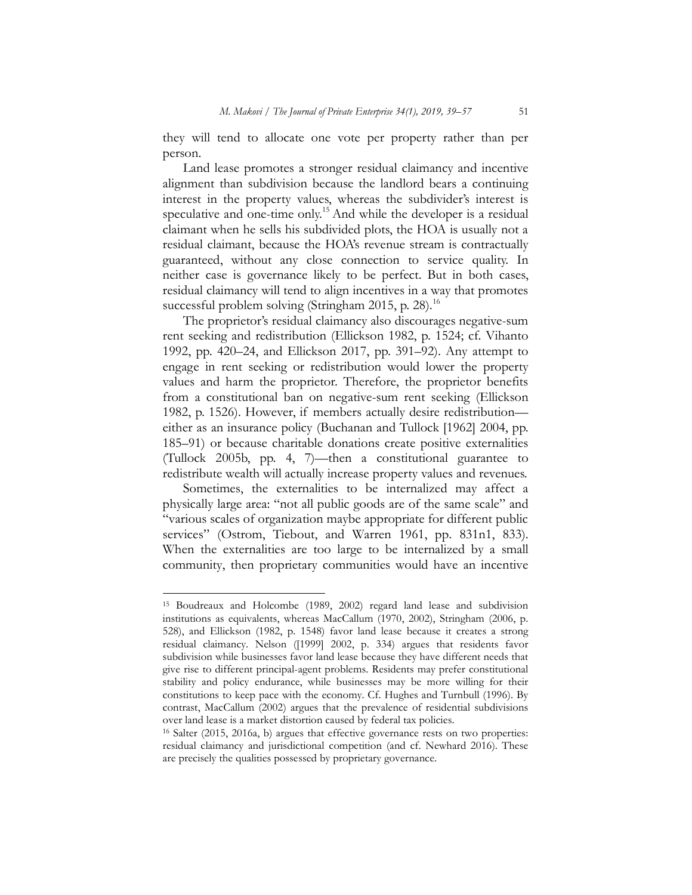they will tend to allocate one vote per property rather than per person.

Land lease promotes a stronger residual claimancy and incentive alignment than subdivision because the landlord bears a continuing interest in the property values, whereas the subdivider's interest is speculative and one-time only.[15] And while the developer is a residual claimant when he sells his subdivided plots, the HOA is usually not a residual claimant, because the HOA's revenue stream is contractually guaranteed, without any close connection to service quality. In neither case is governance likely to be perfect. But in both cases, residual claimancy will tend to align incentives in a way that promotes successful problem solving (Stringham 2015, p. 28).[16]

The proprietor's residual claimancy also discourages negative-sum rent seeking and redistribution (Ellickson 1982, p. 1524; cf. Vihanto 1992, pp. 420–24, and Ellickson 2017, pp. 391–92). Any attempt to engage in rent seeking or redistribution would lower the property values and harm the proprietor. Therefore, the proprietor benefits from a constitutional ban on negative-sum rent seeking (Ellickson 1982, p. 1526). However, if members actually desire redistribution—either as an insurance policy (Buchanan and Tullock [1962] 2004, pp. 185–91) or because charitable donations create positive externalities (Tullock 2005b, pp. 4, 7)—then a constitutional guarantee to redistribute wealth will actually increase property values and revenues.

Sometimes, the externalities to be internalized may affect a physically large area: "not all public goods are of the same scale" and "various scales of organization maybe appropriate for different public services" (Ostrom, Tiebout, and Warren 1961, pp. 831n1, 833). When the externalities are too large to be internalized by a small community, then proprietary communities would have an incentive

---

[15] Boudreaux and Holcombe (1989, 2002) regard land lease and subdivision institutions as equivalents, whereas MacCallum (1970, 2002), Stringham (2006, p. 528), and Ellickson (1982, p. 1548) favor land lease because it creates a strong residual claimancy. Nelson ([1999] 2002, p. 334) argues that residents favor subdivision while businesses favor land lease because they have different needs that give rise to different principal-agent problems. Residents may prefer constitutional stability and policy endurance, while businesses may be more willing for their constitutions to keep pace with the economy. Cf. Hughes and Turnbull (1996). By contrast, MacCallum (2002) argues that the prevalence of residential subdivisions over land lease is a market distortion caused by federal tax policies.

[16] Salter (2015, 2016a, b) argues that effective governance rests on two properties: residual claimancy and jurisdictional competition (and cf. Newhard 2016). These are precisely the qualities possessed by proprietary governance.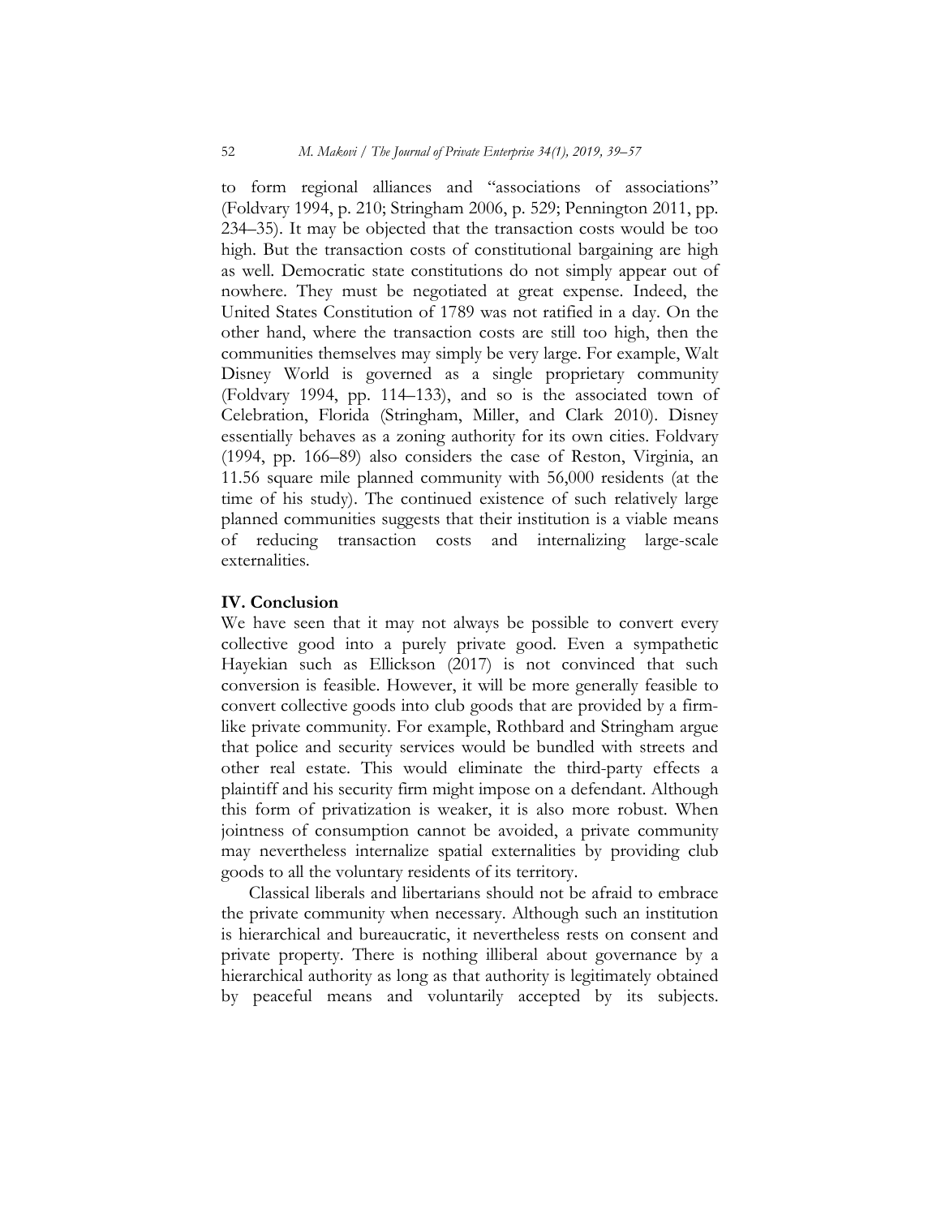to form regional alliances and "associations of associations" (Foldvary 1994, p. 210; Stringham 2006, p. 529; Pennington 2011, pp. 234–35). It may be objected that the transaction costs would be too high. But the transaction costs of constitutional bargaining are high as well. Democratic state constitutions do not simply appear out of nowhere. They must be negotiated at great expense. Indeed, the United States Constitution of 1789 was not ratified in a day. On the other hand, where the transaction costs are still too high, then the communities themselves may simply be very large. For example, Walt Disney World is governed as a single proprietary community (Foldvary 1994, pp. 114–133), and so is the associated town of Celebration, Florida (Stringham, Miller, and Clark 2010). Disney essentially behaves as a zoning authority for its own cities. Foldvary (1994, pp. 166–89) also considers the case of Reston, Virginia, an 11.56 square mile planned community with 56,000 residents (at the time of his study). The continued existence of such relatively large planned communities suggests that their institution is a viable means of reducing transaction costs and internalizing large-scale externalities.

## IV. Conclusion

We have seen that it may not always be possible to convert every collective good into a purely private good. Even a sympathetic Hayekian such as Ellickson (2017) is not convinced that such conversion is feasible. However, it will be more generally feasible to convert collective goods into club goods that are provided by a firm-like private community. For example, Rothbard and Stringham argue that police and security services would be bundled with streets and other real estate. This would eliminate the third-party effects a plaintiff and his security firm might impose on a defendant. Although this form of privatization is weaker, it is also more robust. When jointness of consumption cannot be avoided, a private community may nevertheless internalize spatial externalities by providing club goods to all the voluntary residents of its territory.

Classical liberals and libertarians should not be afraid to embrace the private community when necessary. Although such an institution is hierarchical and bureaucratic, it nevertheless rests on consent and private property. There is nothing illiberal about governance by a hierarchical authority as long as that authority is legitimately obtained by peaceful means and voluntarily accepted by its subjects.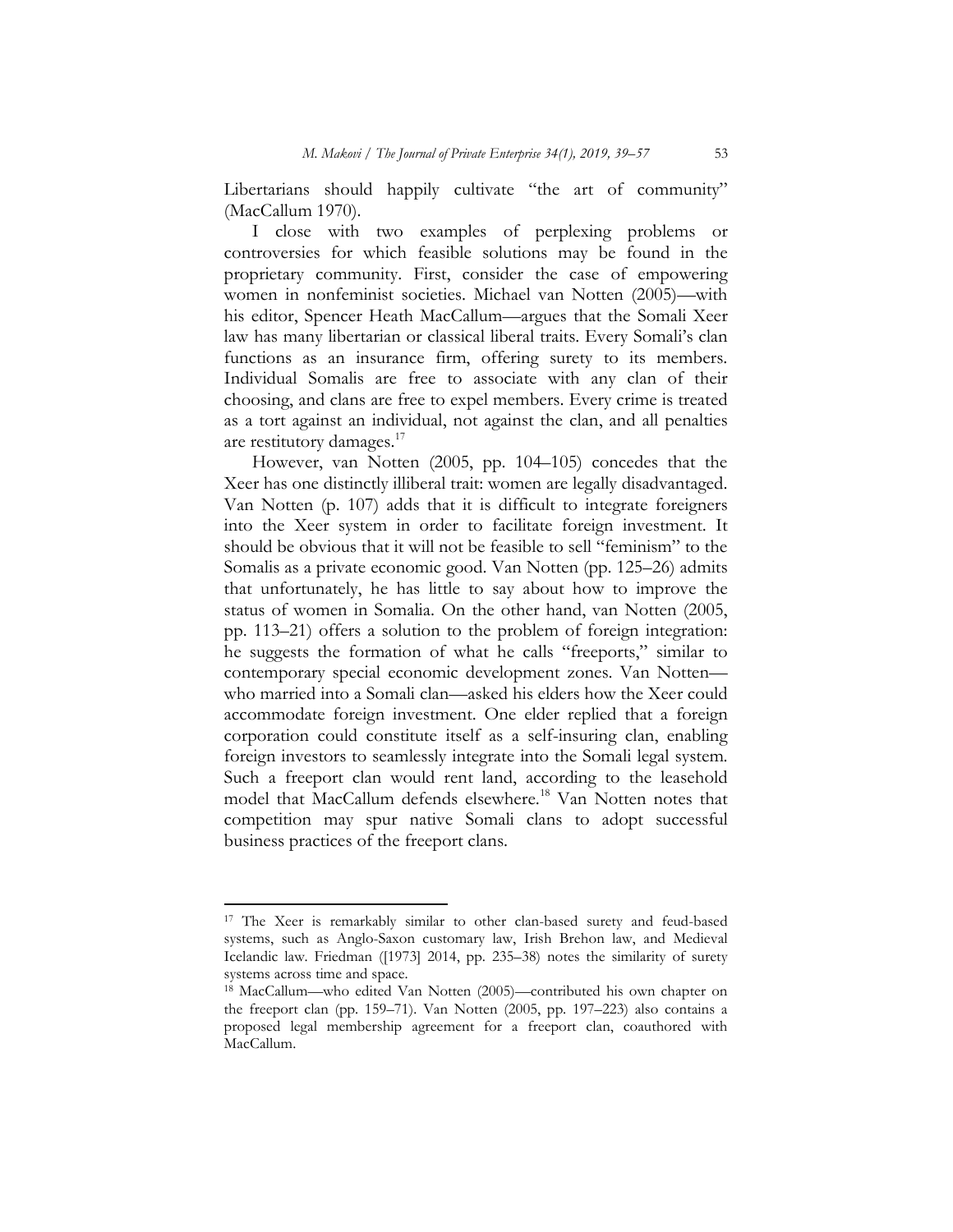Libertarians should happily cultivate "the art of community" (MacCallum 1970).

I close with two examples of perplexing problems or controversies for which feasible solutions may be found in the proprietary community. First, consider the case of empowering women in nonfeminist societies. Michael van Notten (2005)—with his editor, Spencer Heath MacCallum—argues that the Somali Xeer law has many libertarian or classical liberal traits. Every Somali's clan functions as an insurance firm, offering surety to its members. Individual Somalis are free to associate with any clan of their choosing, and clans are free to expel members. Every crime is treated as a tort against an individual, not against the clan, and all penalties are restitutory damages.[17]

However, van Notten (2005, pp. 104–105) concedes that the Xeer has one distinctly illiberal trait: women are legally disadvantaged. Van Notten (p. 107) adds that it is difficult to integrate foreigners into the Xeer system in order to facilitate foreign investment. It should be obvious that it will not be feasible to sell "feminism" to the Somalis as a private economic good. Van Notten (pp. 125–26) admits that unfortunately, he has little to say about how to improve the status of women in Somalia. On the other hand, van Notten (2005, pp. 113–21) offers a solution to the problem of foreign integration: he suggests the formation of what he calls "freeports," similar to contemporary special economic development zones. Van Notten—who married into a Somali clan—asked his elders how the Xeer could accommodate foreign investment. One elder replied that a foreign corporation could constitute itself as a self-insuring clan, enabling foreign investors to seamlessly integrate into the Somali legal system. Such a freeport clan would rent land, according to the leasehold model that MacCallum defends elsewhere.[18] Van Notten notes that competition may spur native Somali clans to adopt successful business practices of the freeport clans.

---

[17] The Xeer is remarkably similar to other clan-based surety and feud-based systems, such as Anglo-Saxon customary law, Irish Brehon law, and Medieval Icelandic law. Friedman ([1973] 2014, pp. 235–38) notes the similarity of surety systems across time and space.

[18] MacCallum—who edited Van Notten (2005)—contributed his own chapter on the freeport clan (pp. 159–71). Van Notten (2005, pp. 197–223) also contains a proposed legal membership agreement for a freeport clan, coauthored with MacCallum.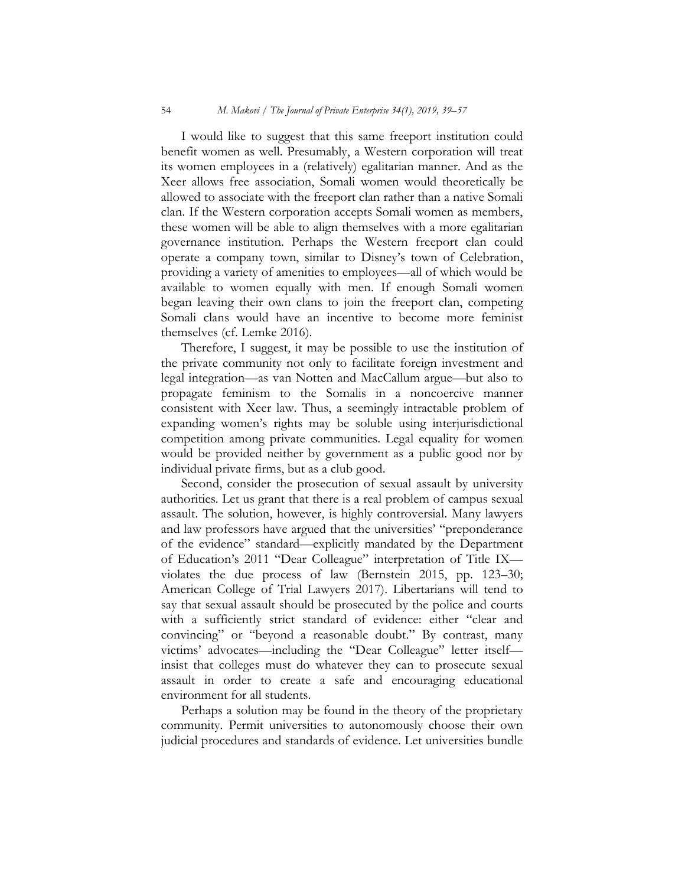I would like to suggest that this same freeport institution could benefit women as well. Presumably, a Western corporation will treat its women employees in a (relatively) egalitarian manner. And as the Xeer allows free association, Somali women would theoretically be allowed to associate with the freeport clan rather than a native Somali clan. If the Western corporation accepts Somali women as members, these women will be able to align themselves with a more egalitarian governance institution. Perhaps the Western freeport clan could operate a company town, similar to Disney's town of Celebration, providing a variety of amenities to employees—all of which would be available to women equally with men. If enough Somali women began leaving their own clans to join the freeport clan, competing Somali clans would have an incentive to become more feminist themselves (cf. Lemke 2016).

Therefore, I suggest, it may be possible to use the institution of the private community not only to facilitate foreign investment and legal integration—as van Notten and MacCallum argue—but also to propagate feminism to the Somalis in a noncoercive manner consistent with Xeer law. Thus, a seemingly intractable problem of expanding women's rights may be soluble using interjurisdictional competition among private communities. Legal equality for women would be provided neither by government as a public good nor by individual private firms, but as a club good.

Second, consider the prosecution of sexual assault by university authorities. Let us grant that there is a real problem of campus sexual assault. The solution, however, is highly controversial. Many lawyers and law professors have argued that the universities' "preponderance of the evidence" standard—explicitly mandated by the Department of Education's 2011 "Dear Colleague" interpretation of Title IX—violates the due process of law (Bernstein 2015, pp. 123–30; American College of Trial Lawyers 2017). Libertarians will tend to say that sexual assault should be prosecuted by the police and courts with a sufficiently strict standard of evidence: either "clear and convincing" or "beyond a reasonable doubt." By contrast, many victims' advocates—including the "Dear Colleague" letter itself—insist that colleges must do whatever they can to prosecute sexual assault in order to create a safe and encouraging educational environment for all students.

Perhaps a solution may be found in the theory of the proprietary community. Permit universities to autonomously choose their own judicial procedures and standards of evidence. Let universities bundle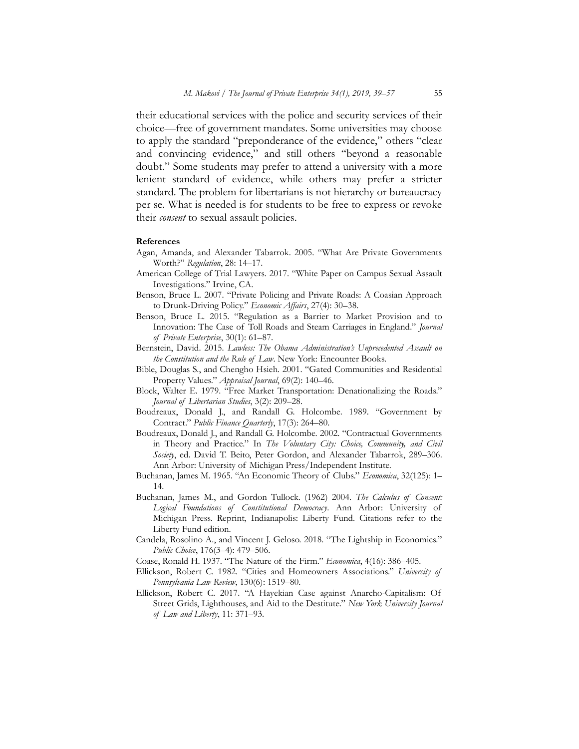their educational services with the police and security services of their choice—free of government mandates. Some universities may choose to apply the standard "preponderance of the evidence," others "clear and convincing evidence," and still others "beyond a reasonable doubt." Some students may prefer to attend a university with a more lenient standard of evidence, while others may prefer a stricter standard. The problem for libertarians is not hierarchy or bureaucracy per se. What is needed is for students to be free to express or revoke their *consent* to sexual assault policies.

**References**

Agan, Amanda, and Alexander Tabarrok. 2005. "What Are Private Governments Worth?" *Regulation*, 28: 14–17.

American College of Trial Lawyers. 2017. "White Paper on Campus Sexual Assault Investigations." Irvine, CA.

Benson, Bruce L. 2007. "Private Policing and Private Roads: A Coasian Approach to Drunk-Driving Policy." *Economic Affairs*, 27(4): 30–38.

Benson, Bruce L. 2015. "Regulation as a Barrier to Market Provision and to Innovation: The Case of Toll Roads and Steam Carriages in England." *Journal of Private Enterprise*, 30(1): 61–87.

Bernstein, David. 2015. *Lawless: The Obama Administration's Unprecedented Assault on the Constitution and the Rule of Law*. New York: Encounter Books.

Bible, Douglas S., and Chengho Hsieh. 2001. "Gated Communities and Residential Property Values." *Appraisal Journal*, 69(2): 140–46.

Block, Walter E. 1979. "Free Market Transportation: Denationalizing the Roads." *Journal of Libertarian Studies*, 3(2): 209–28.

Boudreaux, Donald J., and Randall G. Holcombe. 1989. "Government by Contract." *Public Finance Quarterly*, 17(3): 264–80.

Boudreaux, Donald J., and Randall G. Holcombe. 2002. "Contractual Governments in Theory and Practice." In *The Voluntary City: Choice, Community, and Civil Society*, ed. David T. Beito, Peter Gordon, and Alexander Tabarrok, 289–306. Ann Arbor: University of Michigan Press/Independent Institute.

Buchanan, James M. 1965. "An Economic Theory of Clubs." *Economica*, 32(125): 1–14.

Buchanan, James M., and Gordon Tullock. (1962) 2004. *The Calculus of Consent: Logical Foundations of Constitutional Democracy*. Ann Arbor: University of Michigan Press. Reprint, Indianapolis: Liberty Fund. Citations refer to the Liberty Fund edition.

Candela, Rosolino A., and Vincent J. Geloso. 2018. "The Lightship in Economics." *Public Choice*, 176(3–4): 479–506.

Coase, Ronald H. 1937. "The Nature of the Firm." *Economica*, 4(16): 386–405.

Ellickson, Robert C. 1982. "Cities and Homeowners Associations." *University of Pennsylvania Law Review*, 130(6): 1519–80.

Ellickson, Robert C. 2017. "A Hayekian Case against Anarcho-Capitalism: Of Street Grids, Lighthouses, and Aid to the Destitute." *New York University Journal of Law and Liberty*, 11: 371–93.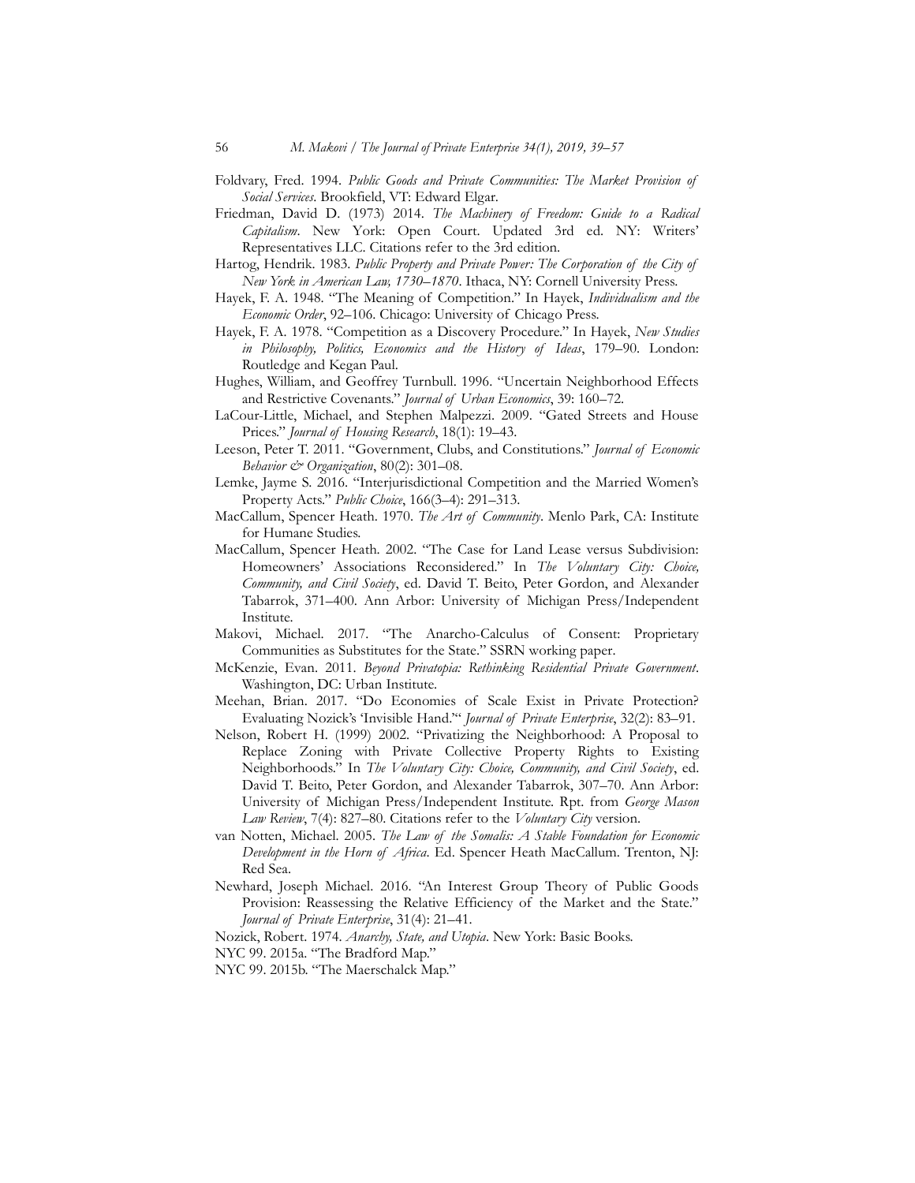Foldvary, Fred. 1994. *Public Goods and Private Communities: The Market Provision of Social Services*. Brookfield, VT: Edward Elgar.

Friedman, David D. (1973) 2014. *The Machinery of Freedom: Guide to a Radical Capitalism*. New York: Open Court. Updated 3rd ed. NY: Writers' Representatives LLC. Citations refer to the 3rd edition.

Hartog, Hendrik. 1983. *Public Property and Private Power: The Corporation of the City of New York in American Law, 1730–1870*. Ithaca, NY: Cornell University Press.

Hayek, F. A. 1948. "The Meaning of Competition." In Hayek, *Individualism and the Economic Order*, 92–106. Chicago: University of Chicago Press.

Hayek, F. A. 1978. "Competition as a Discovery Procedure." In Hayek, *New Studies in Philosophy, Politics, Economics and the History of Ideas*, 179–90. London: Routledge and Kegan Paul.

Hughes, William, and Geoffrey Turnbull. 1996. "Uncertain Neighborhood Effects and Restrictive Covenants." *Journal of Urban Economics*, 39: 160–72.

LaCour-Little, Michael, and Stephen Malpezzi. 2009. "Gated Streets and House Prices." *Journal of Housing Research*, 18(1): 19–43.

Leeson, Peter T. 2011. "Government, Clubs, and Constitutions." *Journal of Economic Behavior & Organization*, 80(2): 301–08.

Lemke, Jayme S. 2016. "Interjurisdictional Competition and the Married Women's Property Acts." *Public Choice*, 166(3–4): 291–313.

MacCallum, Spencer Heath. 1970. *The Art of Community*. Menlo Park, CA: Institute for Humane Studies.

MacCallum, Spencer Heath. 2002. "The Case for Land Lease versus Subdivision: Homeowners' Associations Reconsidered." In *The Voluntary City: Choice, Community, and Civil Society*, ed. David T. Beito, Peter Gordon, and Alexander Tabarrok, 371–400. Ann Arbor: University of Michigan Press/Independent Institute.

Makovi, Michael. 2017. "The Anarcho-Calculus of Consent: Proprietary Communities as Substitutes for the State." SSRN working paper.

McKenzie, Evan. 2011. *Beyond Privatopia: Rethinking Residential Private Government*. Washington, DC: Urban Institute.

Meehan, Brian. 2017. "Do Economies of Scale Exist in Private Protection? Evaluating Nozick's 'Invisible Hand.'" *Journal of Private Enterprise*, 32(2): 83–91.

Nelson, Robert H. (1999) 2002. "Privatizing the Neighborhood: A Proposal to Replace Zoning with Private Collective Property Rights to Existing Neighborhoods." In *The Voluntary City: Choice, Community, and Civil Society*, ed. David T. Beito, Peter Gordon, and Alexander Tabarrok, 307–70. Ann Arbor: University of Michigan Press/Independent Institute. Rpt. from *George Mason Law Review*, 7(4): 827–80. Citations refer to the *Voluntary City* version.

van Notten, Michael. 2005. *The Law of the Somalis: A Stable Foundation for Economic Development in the Horn of Africa*. Ed. Spencer Heath MacCallum. Trenton, NJ: Red Sea.

Newhard, Joseph Michael. 2016. "An Interest Group Theory of Public Goods Provision: Reassessing the Relative Efficiency of the Market and the State." *Journal of Private Enterprise*, 31(4): 21–41.

Nozick, Robert. 1974. *Anarchy, State, and Utopia*. New York: Basic Books.

NYC 99. 2015a. "The Bradford Map."

NYC 99. 2015b. "The Maerschalck Map."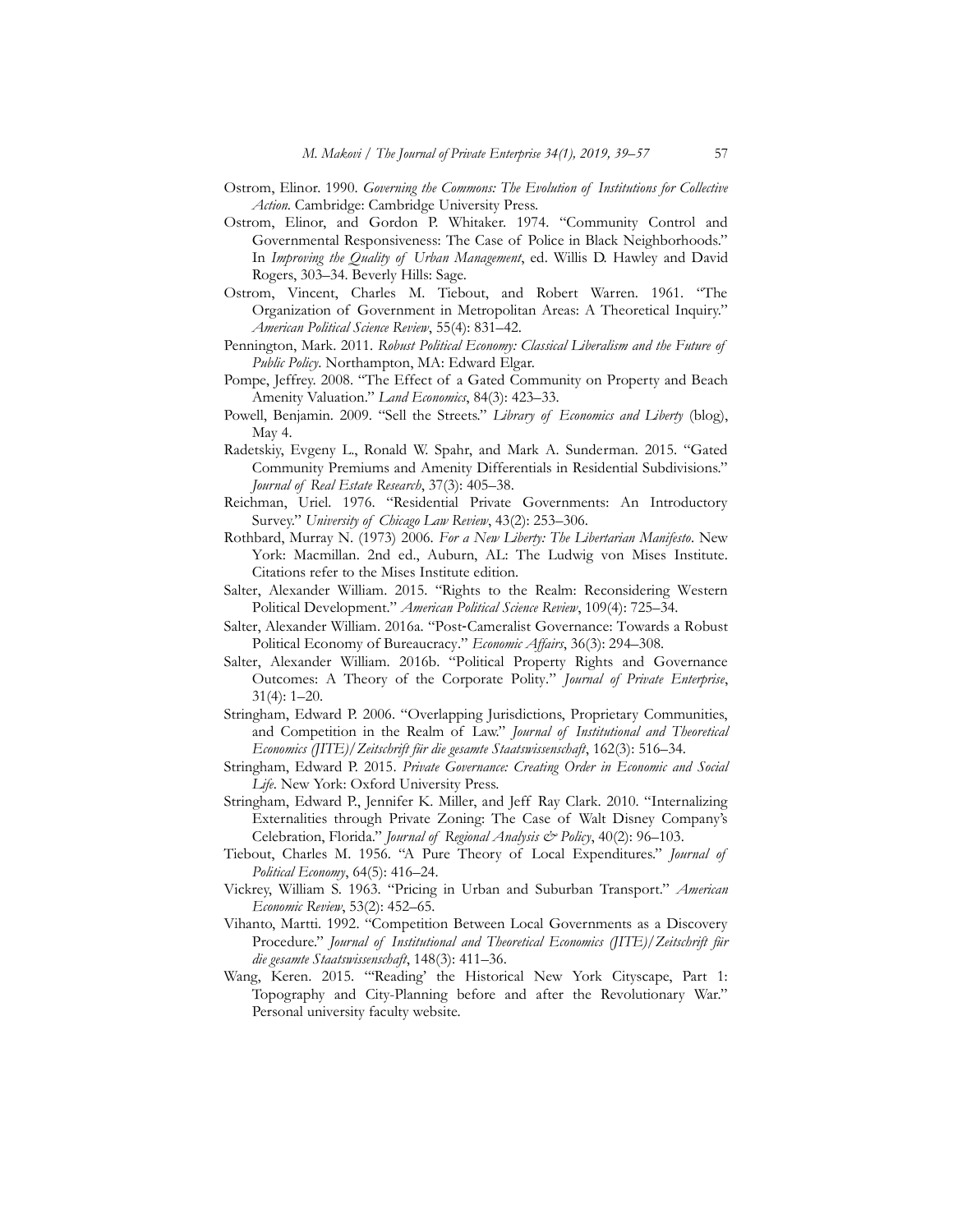Ostrom, Elinor. 1990. *Governing the Commons: The Evolution of Institutions for Collective Action*. Cambridge: Cambridge University Press.

Ostrom, Elinor, and Gordon P. Whitaker. 1974. "Community Control and Governmental Responsiveness: The Case of Police in Black Neighborhoods." In *Improving the Quality of Urban Management*, ed. Willis D. Hawley and David Rogers, 303–34. Beverly Hills: Sage.

Ostrom, Vincent, Charles M. Tiebout, and Robert Warren. 1961. "The Organization of Government in Metropolitan Areas: A Theoretical Inquiry." *American Political Science Review*, 55(4): 831–42.

Pennington, Mark. 2011. *Robust Political Economy: Classical Liberalism and the Future of Public Policy*. Northampton, MA: Edward Elgar.

Pompe, Jeffrey. 2008. "The Effect of a Gated Community on Property and Beach Amenity Valuation." *Land Economics*, 84(3): 423–33.

Powell, Benjamin. 2009. "Sell the Streets." *Library of Economics and Liberty* (blog), May 4.

Radetskiy, Evgeny L., Ronald W. Spahr, and Mark A. Sunderman. 2015. "Gated Community Premiums and Amenity Differentials in Residential Subdivisions." *Journal of Real Estate Research*, 37(3): 405–38.

Reichman, Uriel. 1976. "Residential Private Governments: An Introductory Survey." *University of Chicago Law Review*, 43(2): 253–306.

Rothbard, Murray N. (1973) 2006. *For a New Liberty: The Libertarian Manifesto*. New York: Macmillan. 2nd ed., Auburn, AL: The Ludwig von Mises Institute. Citations refer to the Mises Institute edition.

Salter, Alexander William. 2015. "Rights to the Realm: Reconsidering Western Political Development." *American Political Science Review*, 109(4): 725–34.

Salter, Alexander William. 2016a. "Post-Cameralist Governance: Towards a Robust Political Economy of Bureaucracy." *Economic Affairs*, 36(3): 294–308.

Salter, Alexander William. 2016b. "Political Property Rights and Governance Outcomes: A Theory of the Corporate Polity." *Journal of Private Enterprise*, 31(4): 1–20.

Stringham, Edward P. 2006. "Overlapping Jurisdictions, Proprietary Communities, and Competition in the Realm of Law." *Journal of Institutional and Theoretical Economics (JITE)/Zeitschrift für die gesamte Staatswissenschaft*, 162(3): 516–34.

Stringham, Edward P. 2015. *Private Governance: Creating Order in Economic and Social Life*. New York: Oxford University Press.

Stringham, Edward P., Jennifer K. Miller, and Jeff Ray Clark. 2010. "Internalizing Externalities through Private Zoning: The Case of Walt Disney Company's Celebration, Florida." *Journal of Regional Analysis & Policy*, 40(2): 96–103.

Tiebout, Charles M. 1956. "A Pure Theory of Local Expenditures." *Journal of Political Economy*, 64(5): 416–24.

Vickrey, William S. 1963. "Pricing in Urban and Suburban Transport." *American Economic Review*, 53(2): 452–65.

Vihanto, Martti. 1992. "Competition Between Local Governments as a Discovery Procedure." *Journal of Institutional and Theoretical Economics (JITE)/Zeitschrift für die gesamte Staatswissenschaft*, 148(3): 411–36.

Wang, Keren. 2015. "'Reading' the Historical New York Cityscape, Part 1: Topography and City-Planning before and after the Revolutionary War." Personal university faculty website.